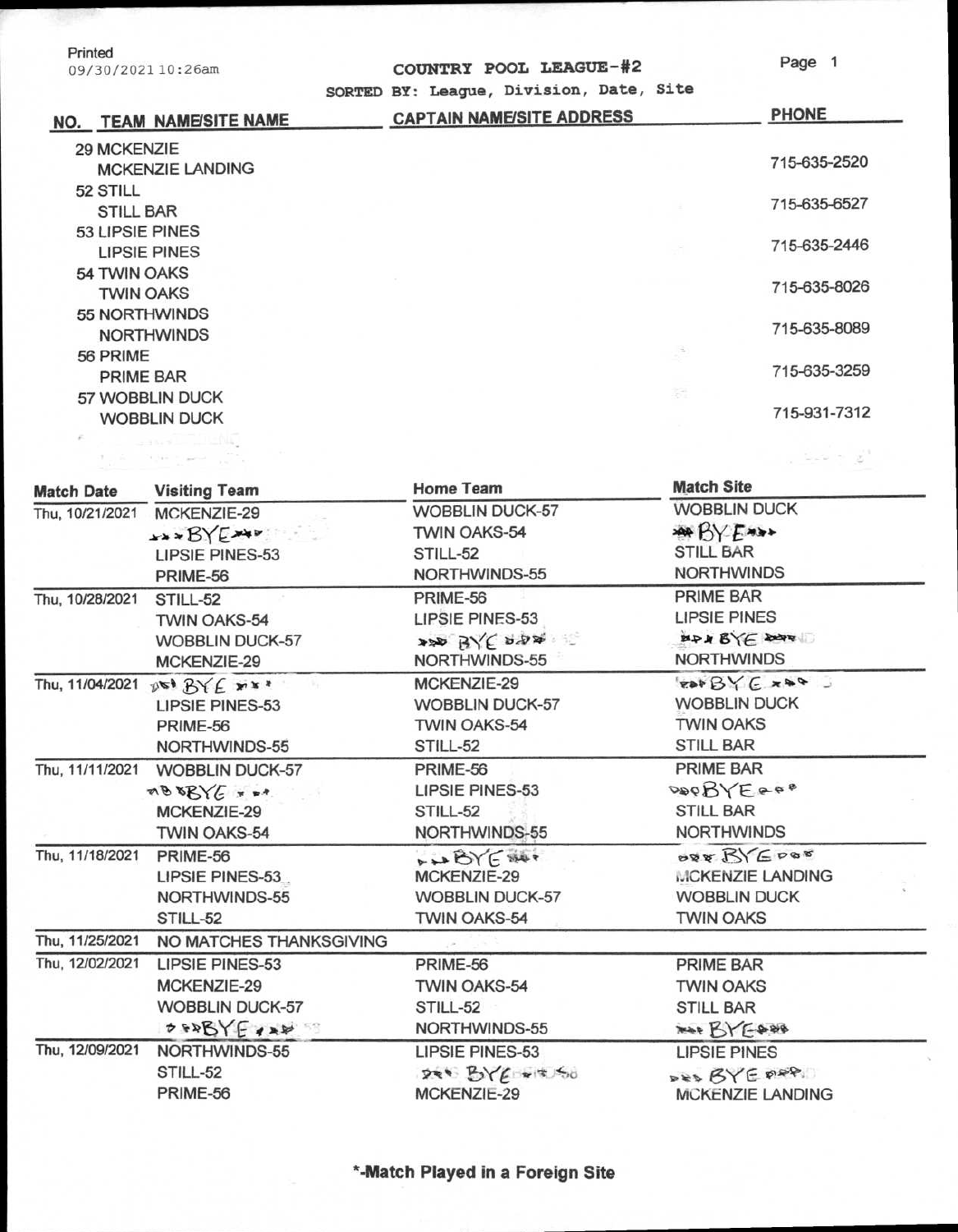Printed
09/30/2021 10:26am

# COUNTRY POOL LEAGUE-#2

SORTED BY: League, Division, Date, Site

| NO. | TEAM NAME/SITE NAME | CAPTAIN NAME/SITE ADDRESS | PHONE |
|---|---|---|---|
| 29 | MCKENZIE / MCKENZIE LANDING | | 715-635-2520 |
| 52 | STILL / STILL BAR | | 715-635-6527 |
| 53 | LIPSIE PINES / LIPSIE PINES | | 715-635-2446 |
| 54 | TWIN OAKS / TWIN OAKS | | 715-635-8026 |
| 55 | NORTHWINDS / NORTHWINDS | | 715-635-8089 |
| 56 | PRIME / PRIME BAR | | 715-635-3259 |
| 57 | WOBBLIN DUCK / WOBBLIN DUCK | | 715-931-7312 |

| Match Date | Visiting Team | Home Team | Match Site |
|---|---|---|---|
| Thu, 10/21/2021 | MCKENZIE-29 | WOBBLIN DUCK-57 | WOBBLIN DUCK |
| | BYE | TWIN OAKS-54 | BYE |
| | LIPSIE PINES-53 | STILL-52 | STILL BAR |
| | PRIME-56 | NORTHWINDS-55 | NORTHWINDS |
| Thu, 10/28/2021 | STILL-52 | PRIME-56 | PRIME BAR |
| | TWIN OAKS-54 | LIPSIE PINES-53 | LIPSIE PINES |
| | WOBBLIN DUCK-57 | BYE | BYE |
| | MCKENZIE-29 | NORTHWINDS-55 | NORTHWINDS |
| Thu, 11/04/2021 | BYE | MCKENZIE-29 | BYE |
| | LIPSIE PINES-53 | WOBBLIN DUCK-57 | WOBBLIN DUCK |
| | PRIME-56 | TWIN OAKS-54 | TWIN OAKS |
| | NORTHWINDS-55 | STILL-52 | STILL BAR |
| Thu, 11/11/2021 | WOBBLIN DUCK-57 | PRIME-56 | PRIME BAR |
| | BYE | LIPSIE PINES-53 | BYE |
| | MCKENZIE-29 | STILL-52 | STILL BAR |
| | TWIN OAKS-54 | NORTHWINDS-55 | NORTHWINDS |
| Thu, 11/18/2021 | PRIME-56 | BYE | BYE |
| | LIPSIE PINES-53 | MCKENZIE-29 | MCKENZIE LANDING |
| | NORTHWINDS-55 | WOBBLIN DUCK-57 | WOBBLIN DUCK |
| | STILL-52 | TWIN OAKS-54 | TWIN OAKS |
| Thu, 11/25/2021 | NO MATCHES THANKSGIVING | | |
| Thu, 12/02/2021 | LIPSIE PINES-53 | PRIME-56 | PRIME BAR |
| | MCKENZIE-29 | TWIN OAKS-54 | TWIN OAKS |
| | WOBBLIN DUCK-57 | STILL-52 | STILL BAR |
| | BYE | NORTHWINDS-55 | BYE |
| Thu, 12/09/2021 | NORTHWINDS-55 | LIPSIE PINES-53 | LIPSIE PINES |
| | STILL-52 | BYE | BYE |
| | PRIME-56 | MCKENZIE-29 | MCKENZIE LANDING |

*-Match Played in a Foreign Site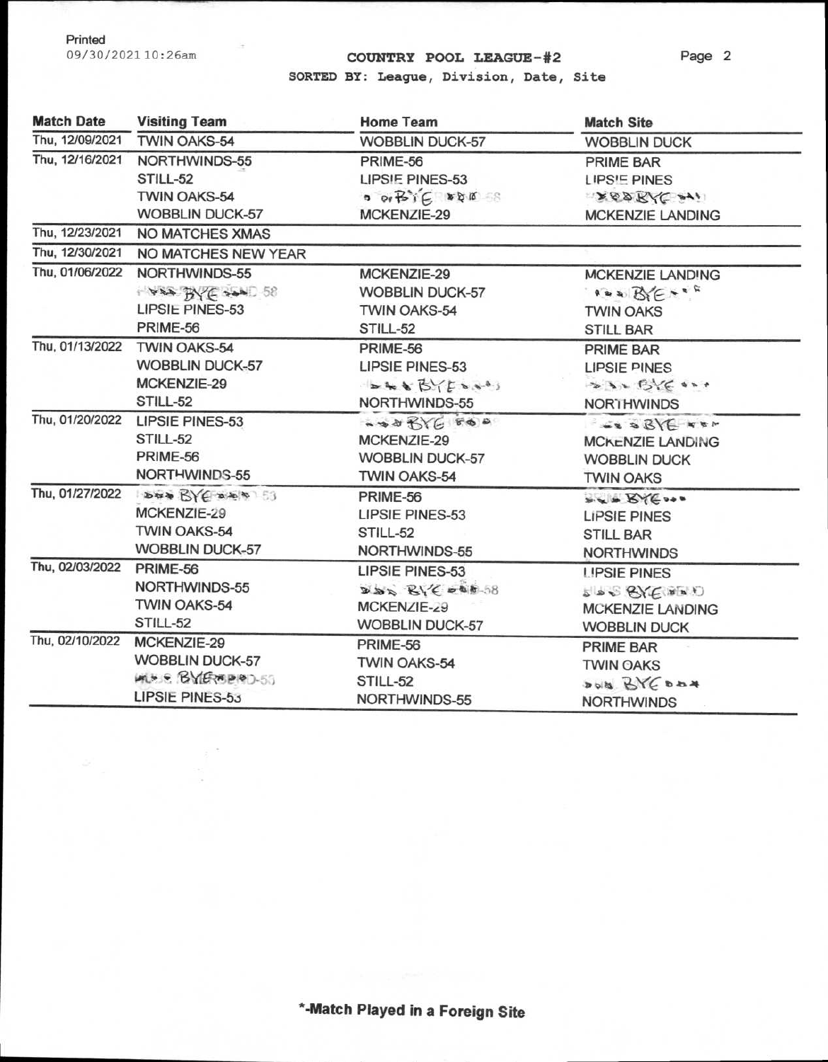Printed
09/30/2021 10:26am

**COUNTRY POOL LEAGUE-#2**

**SORTED BY: League, Division, Date, Site**

| Match Date | Visiting Team | Home Team | Match Site |
|---|---|---|---|
| Thu, 12/09/2021 | TWIN OAKS-54 | WOBBLIN DUCK-57 | WOBBLIN DUCK |
| Thu, 12/16/2021 | NORTHWINDS-55 | PRIME-56 | PRIME BAR |
| | STILL-52 | LIPSIE PINES-53 | LIPSIE PINES |
| | TWIN OAKS-54 | BYE | BYE |
| | WOBBLIN DUCK-57 | MCKENZIE-29 | MCKENZIE LANDING |
| Thu, 12/23/2021 | NO MATCHES XMAS | | |
| Thu, 12/30/2021 | NO MATCHES NEW YEAR | | |
| Thu, 01/06/2022 | NORTHWINDS-55 | MCKENZIE-29 | MCKENZIE LANDING |
| | BYE | WOBBLIN DUCK-57 | BYE |
| | LIPSIE PINES-53 | TWIN OAKS-54 | TWIN OAKS |
| | PRIME-56 | STILL-52 | STILL BAR |
| Thu, 01/13/2022 | TWIN OAKS-54 | PRIME-56 | PRIME BAR |
| | WOBBLIN DUCK-57 | LIPSIE PINES-53 | LIPSIE PINES |
| | MCKENZIE-29 | BYE | BYE |
| | STILL-52 | NORTHWINDS-55 | NORTHWINDS |
| Thu, 01/20/2022 | LIPSIE PINES-53 | BYE | BYE |
| | STILL-52 | MCKENZIE-29 | MCKENZIE LANDING |
| | PRIME-56 | WOBBLIN DUCK-57 | WOBBLIN DUCK |
| | NORTHWINDS-55 | TWIN OAKS-54 | TWIN OAKS |
| Thu, 01/27/2022 | BYE | PRIME-56 | BYE |
| | MCKENZIE-29 | LIPSIE PINES-53 | LIPSIE PINES |
| | TWIN OAKS-54 | STILL-52 | STILL BAR |
| | WOBBLIN DUCK-57 | NORTHWINDS-55 | NORTHWINDS |
| Thu, 02/03/2022 | PRIME-56 | LIPSIE PINES-53 | LIPSIE PINES |
| | NORTHWINDS-55 | BYE | BYE |
| | TWIN OAKS-54 | MCKENZIE-29 | MCKENZIE LANDING |
| | STILL-52 | WOBBLIN DUCK-57 | WOBBLIN DUCK |
| Thu, 02/10/2022 | MCKENZIE-29 | PRIME-56 | PRIME BAR |
| | WOBBLIN DUCK-57 | TWIN OAKS-54 | TWIN OAKS |
| | BYE | STILL-52 | BYE |
| | LIPSIE PINES-53 | NORTHWINDS-55 | NORTHWINDS |

**\*-Match Played in a Foreign Site**